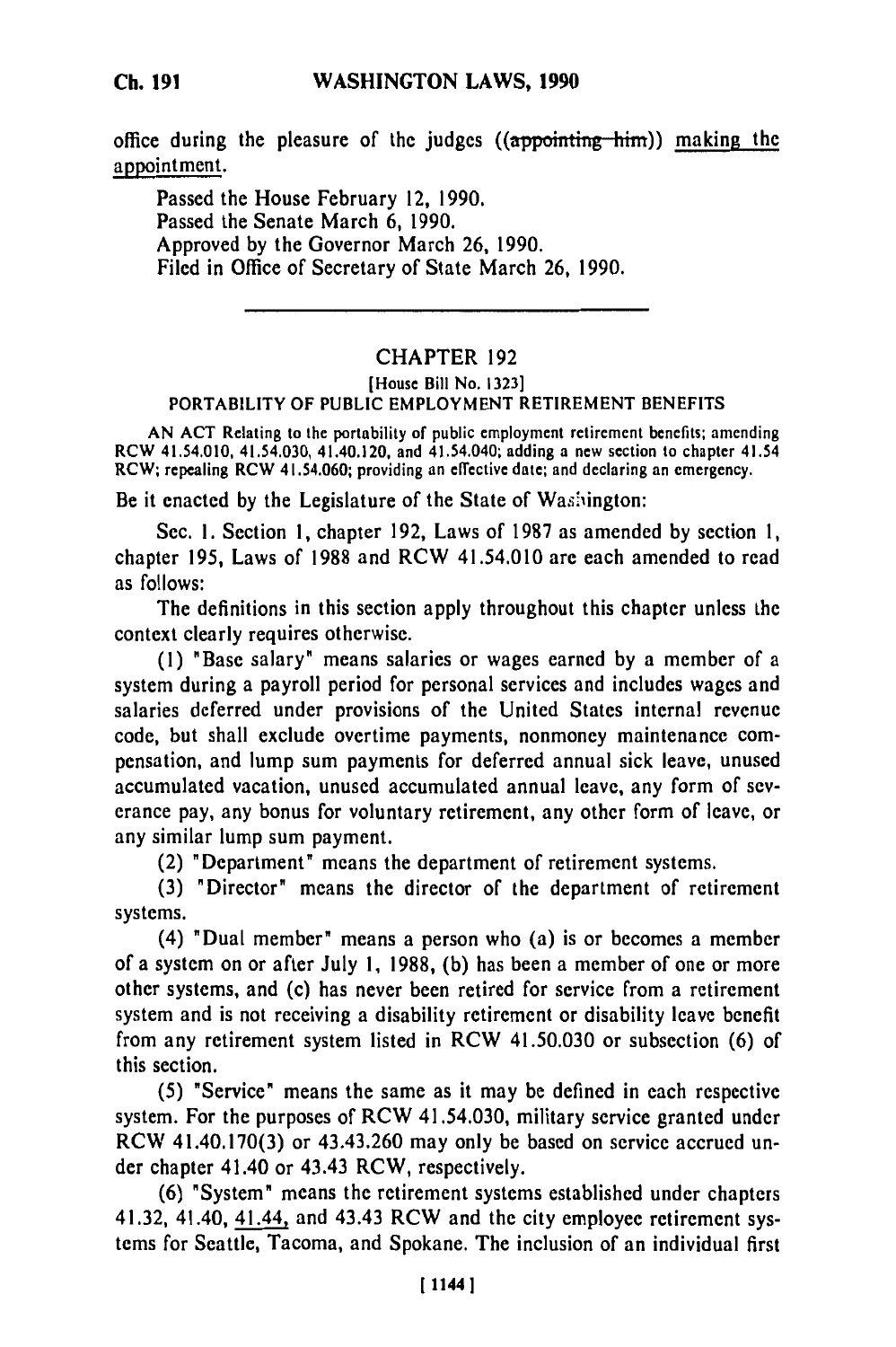office during the pleasure of the judges ((~~appointing him~~)) making the appointment.

Passed the House February 12, 1990.
Passed the Senate March 6, 1990.
Approved by the Governor March 26, 1990.
Filed in Office of Secretary of State March 26, 1990.

---

## CHAPTER 192

[House Bill No. 1323]

PORTABILITY OF PUBLIC EMPLOYMENT RETIREMENT BENEFITS

AN ACT Relating to the portability of public employment retirement benefits; amending RCW 41.54.010, 41.54.030, 41.40.120, and 41.54.040; adding a new section to chapter 41.54 RCW; repealing RCW 41.54.060; providing an effective date; and declaring an emergency.

Be it enacted by the Legislature of the State of Washington:

Sec. 1. Section 1, chapter 192, Laws of 1987 as amended by section 1, chapter 195, Laws of 1988 and RCW 41.54.010 are each amended to read as follows:

The definitions in this section apply throughout this chapter unless the context clearly requires otherwise.

(1) "Base salary" means salaries or wages earned by a member of a system during a payroll period for personal services and includes wages and salaries deferred under provisions of the United States internal revenue code, but shall exclude overtime payments, nonmoney maintenance compensation, and lump sum payments for deferred annual sick leave, unused accumulated vacation, unused accumulated annual leave, any form of severance pay, any bonus for voluntary retirement, any other form of leave, or any similar lump sum payment.

(2) "Department" means the department of retirement systems.

(3) "Director" means the director of the department of retirement systems.

(4) "Dual member" means a person who (a) is or becomes a member of a system on or after July 1, 1988, (b) has been a member of one or more other systems, and (c) has never been retired for service from a retirement system and is not receiving a disability retirement or disability leave benefit from any retirement system listed in RCW 41.50.030 or subsection (6) of this section.

(5) "Service" means the same as it may be defined in each respective system. For the purposes of RCW 41.54.030, military service granted under RCW 41.40.170(3) or 43.43.260 may only be based on service accrued under chapter 41.40 or 43.43 RCW, respectively.

(6) "System" means the retirement systems established under chapters 41.32, 41.40, 41.44, and 43.43 RCW and the city employee retirement systems for Seattle, Tacoma, and Spokane. The inclusion of an individual first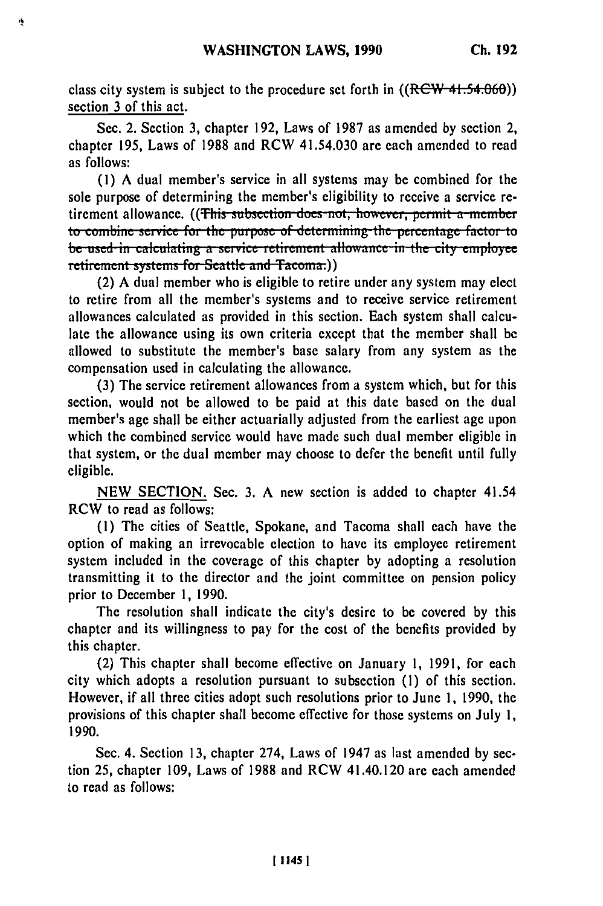class city system is subject to the procedure set forth in ((~~RCW 41.54.060~~)) section 3 of this act.

Sec. 2. Section 3, chapter 192, Laws of 1987 as amended by section 2, chapter 195, Laws of 1988 and RCW 41.54.030 are each amended to read as follows:

(1) A dual member's service in all systems may be combined for the sole purpose of determining the member's eligibility to receive a service retirement allowance. ((~~This subsection does not, however, permit a member to combine service for the purpose of determining the percentage factor to be used in calculating a service retirement allowance in the city employee retirement systems for Seattle and Tacoma.~~))

(2) A dual member who is eligible to retire under any system may elect to retire from all the member's systems and to receive service retirement allowances calculated as provided in this section. Each system shall calculate the allowance using its own criteria except that the member shall be allowed to substitute the member's base salary from any system as the compensation used in calculating the allowance.

(3) The service retirement allowances from a system which, but for this section, would not be allowed to be paid at this date based on the dual member's age shall be either actuarially adjusted from the earliest age upon which the combined service would have made such dual member eligible in that system, or the dual member may choose to defer the benefit until fully eligible.

NEW SECTION. Sec. 3. A new section is added to chapter 41.54 RCW to read as follows:

(1) The cities of Seattle, Spokane, and Tacoma shall each have the option of making an irrevocable election to have its employee retirement system included in the coverage of this chapter by adopting a resolution transmitting it to the director and the joint committee on pension policy prior to December 1, 1990.

The resolution shall indicate the city's desire to be covered by this chapter and its willingness to pay for the cost of the benefits provided by this chapter.

(2) This chapter shall become effective on January 1, 1991, for each city which adopts a resolution pursuant to subsection (1) of this section. However, if all three cities adopt such resolutions prior to June 1, 1990, the provisions of this chapter shall become effective for those systems on July 1, 1990.

Sec. 4. Section 13, chapter 274, Laws of 1947 as last amended by section 25, chapter 109, Laws of 1988 and RCW 41.40.120 are each amended to read as follows: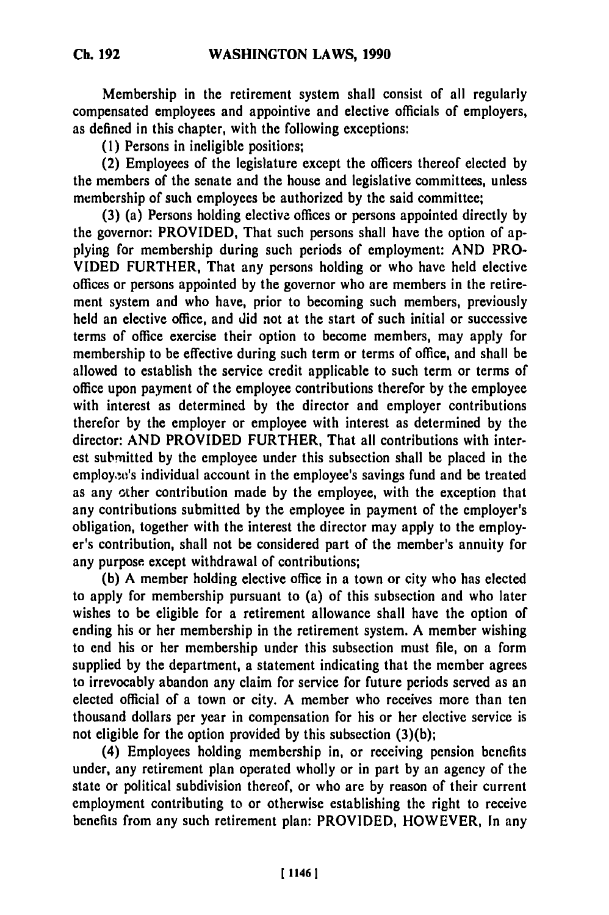Membership in the retirement system shall consist of all regularly compensated employees and appointive and elective officials of employers, as defined in this chapter, with the following exceptions:

(1) Persons in ineligible positions;

(2) Employees of the legislature except the officers thereof elected by the members of the senate and the house and legislative committees, unless membership of such employees be authorized by the said committee;

(3) (a) Persons holding elective offices or persons appointed directly by the governor: PROVIDED, That such persons shall have the option of applying for membership during such periods of employment: AND PROVIDED FURTHER, That any persons holding or who have held elective offices or persons appointed by the governor who are members in the retirement system and who have, prior to becoming such members, previously held an elective office, and did not at the start of such initial or successive terms of office exercise their option to become members, may apply for membership to be effective during such term or terms of office, and shall be allowed to establish the service credit applicable to such term or terms of office upon payment of the employee contributions therefor by the employee with interest as determined by the director and employer contributions therefor by the employer or employee with interest as determined by the director: AND PROVIDED FURTHER, That all contributions with interest submitted by the employee under this subsection shall be placed in the employee's individual account in the employee's savings fund and be treated as any other contribution made by the employee, with the exception that any contributions submitted by the employee in payment of the employer's obligation, together with the interest the director may apply to the employer's contribution, shall not be considered part of the member's annuity for any purpose except withdrawal of contributions;

(b) A member holding elective office in a town or city who has elected to apply for membership pursuant to (a) of this subsection and who later wishes to be eligible for a retirement allowance shall have the option of ending his or her membership in the retirement system. A member wishing to end his or her membership under this subsection must file, on a form supplied by the department, a statement indicating that the member agrees to irrevocably abandon any claim for service for future periods served as an elected official of a town or city. A member who receives more than ten thousand dollars per year in compensation for his or her elective service is not eligible for the option provided by this subsection (3)(b);

(4) Employees holding membership in, or receiving pension benefits under, any retirement plan operated wholly or in part by an agency of the state or political subdivision thereof, or who are by reason of their current employment contributing to or otherwise establishing the right to receive benefits from any such retirement plan: PROVIDED, HOWEVER, In any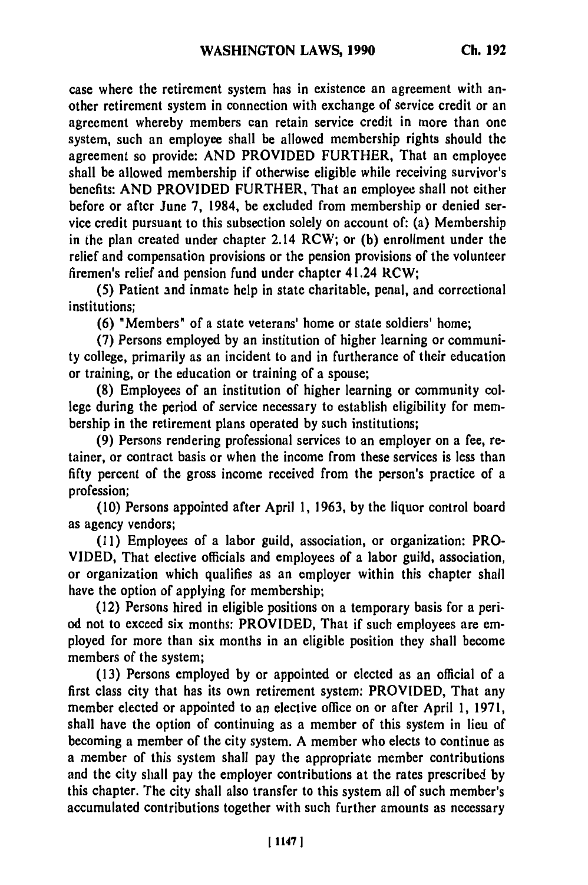case where the retirement system has in existence an agreement with another retirement system in connection with exchange of service credit or an agreement whereby members can retain service credit in more than one system, such an employee shall be allowed membership rights should the agreement so provide: AND PROVIDED FURTHER, That an employee shall be allowed membership if otherwise eligible while receiving survivor's benefits: AND PROVIDED FURTHER, That an employee shall not either before or after June 7, 1984, be excluded from membership or denied service credit pursuant to this subsection solely on account of: (a) Membership in the plan created under chapter 2.14 RCW; or (b) enrollment under the relief and compensation provisions or the pension provisions of the volunteer firemen's relief and pension fund under chapter 41.24 RCW;

(5) Patient and inmate help in state charitable, penal, and correctional institutions;

(6) "Members" of a state veterans' home or state soldiers' home;

(7) Persons employed by an institution of higher learning or community college, primarily as an incident to and in furtherance of their education or training, or the education or training of a spouse;

(8) Employees of an institution of higher learning or community college during the period of service necessary to establish eligibility for membership in the retirement plans operated by such institutions;

(9) Persons rendering professional services to an employer on a fee, retainer, or contract basis or when the income from these services is less than fifty percent of the gross income received from the person's practice of a profession;

(10) Persons appointed after April 1, 1963, by the liquor control board as agency vendors;

(11) Employees of a labor guild, association, or organization: PROVIDED, That elective officials and employees of a labor guild, association, or organization which qualifies as an employer within this chapter shall have the option of applying for membership;

(12) Persons hired in eligible positions on a temporary basis for a period not to exceed six months: PROVIDED, That if such employees are employed for more than six months in an eligible position they shall become members of the system;

(13) Persons employed by or appointed or elected as an official of a first class city that has its own retirement system: PROVIDED, That any member elected or appointed to an elective office on or after April 1, 1971, shall have the option of continuing as a member of this system in lieu of becoming a member of the city system. A member who elects to continue as a member of this system shall pay the appropriate member contributions and the city shall pay the employer contributions at the rates prescribed by this chapter. The city shall also transfer to this system all of such member's accumulated contributions together with such further amounts as necessary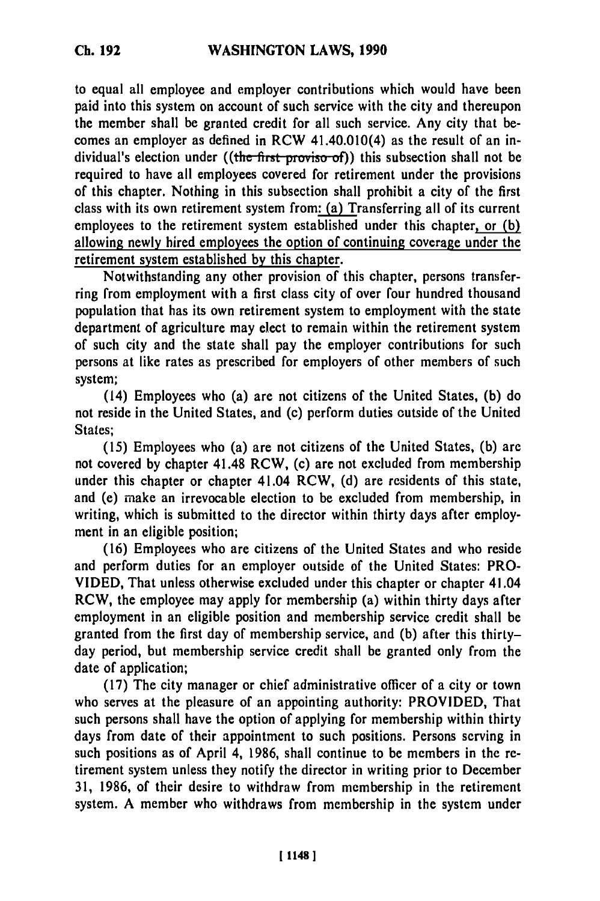to equal all employee and employer contributions which would have been paid into this system on account of such service with the city and thereupon the member shall be granted credit for all such service. Any city that becomes an employer as defined in RCW 41.40.010(4) as the result of an individual's election under ((~~the first proviso of~~)) this subsection shall not be required to have all employees covered for retirement under the provisions of this chapter. Nothing in this subsection shall prohibit a city of the first class with its own retirement system from: (a) Transferring all of its current employees to the retirement system established under this chapter, or (b) allowing newly hired employees the option of continuing coverage under the retirement system established by this chapter.

Notwithstanding any other provision of this chapter, persons transferring from employment with a first class city of over four hundred thousand population that has its own retirement system to employment with the state department of agriculture may elect to remain within the retirement system of such city and the state shall pay the employer contributions for such persons at like rates as prescribed for employers of other members of such system;

(14) Employees who (a) are not citizens of the United States, (b) do not reside in the United States, and (c) perform duties outside of the United States;

(15) Employees who (a) are not citizens of the United States, (b) are not covered by chapter 41.48 RCW, (c) are not excluded from membership under this chapter or chapter 41.04 RCW, (d) are residents of this state, and (e) make an irrevocable election to be excluded from membership, in writing, which is submitted to the director within thirty days after employment in an eligible position;

(16) Employees who are citizens of the United States and who reside and perform duties for an employer outside of the United States: PROVIDED, That unless otherwise excluded under this chapter or chapter 41.04 RCW, the employee may apply for membership (a) within thirty days after employment in an eligible position and membership service credit shall be granted from the first day of membership service, and (b) after this thirty-day period, but membership service credit shall be granted only from the date of application;

(17) The city manager or chief administrative officer of a city or town who serves at the pleasure of an appointing authority: PROVIDED, That such persons shall have the option of applying for membership within thirty days from date of their appointment to such positions. Persons serving in such positions as of April 4, 1986, shall continue to be members in the retirement system unless they notify the director in writing prior to December 31, 1986, of their desire to withdraw from membership in the retirement system. A member who withdraws from membership in the system under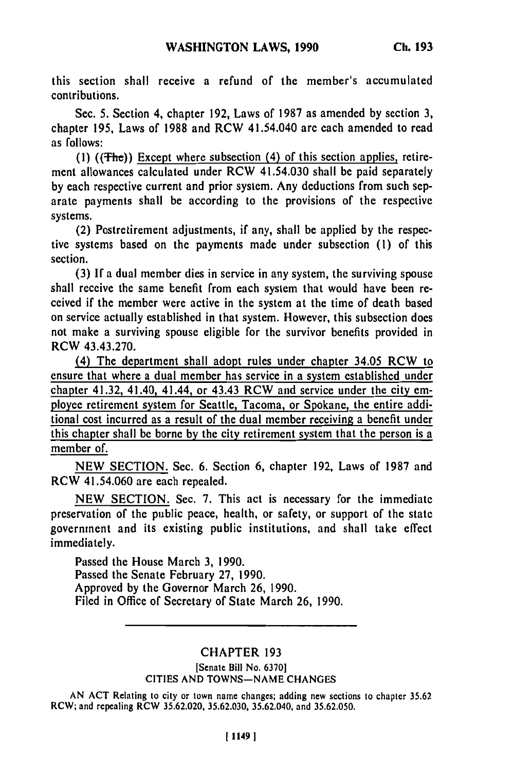this section shall receive a refund of the member's accumulated contributions.

Sec. 5. Section 4, chapter 192, Laws of 1987 as amended by section 3, chapter 195, Laws of 1988 and RCW 41.54.040 are each amended to read as follows:

(1) ((~~The~~)) <u>Except where subsection (4) of this section applies,</u> retirement allowances calculated under RCW 41.54.030 shall be paid separately by each respective current and prior system. Any deductions from such separate payments shall be according to the provisions of the respective systems.

(2) Postretirement adjustments, if any, shall be applied by the respective systems based on the payments made under subsection (1) of this section.

(3) If a dual member dies in service in any system, the surviving spouse shall receive the same benefit from each system that would have been received if the member were active in the system at the time of death based on service actually established in that system. However, this subsection does not make a surviving spouse eligible for the survivor benefits provided in RCW 43.43.270.

<u>(4) The department shall adopt rules under chapter 34.05 RCW to ensure that where a dual member has service in a system established under chapter 41.32, 41.40, 41.44, or 43.43 RCW and service under the city employee retirement system for Seattle, Tacoma, or Spokane, the entire additional cost incurred as a result of the dual member receiving a benefit under this chapter shall be borne by the city retirement system that the person is a member of.</u>

<u>NEW SECTION.</u> Sec. 6. Section 6, chapter 192, Laws of 1987 and RCW 41.54.060 are each repealed.

<u>NEW SECTION.</u> Sec. 7. This act is necessary for the immediate preservation of the public peace, health, or safety, or support of the state government and its existing public institutions, and shall take effect immediately.

Passed the House March 3, 1990.
Passed the Senate February 27, 1990.
Approved by the Governor March 26, 1990.
Filed in Office of Secretary of State March 26, 1990.

---

## CHAPTER 193

[Senate Bill No. 6370]

CITIES AND TOWNS—NAME CHANGES

AN ACT Relating to city or town name changes; adding new sections to chapter 35.62 RCW; and repealing RCW 35.62.020, 35.62.030, 35.62.040, and 35.62.050.